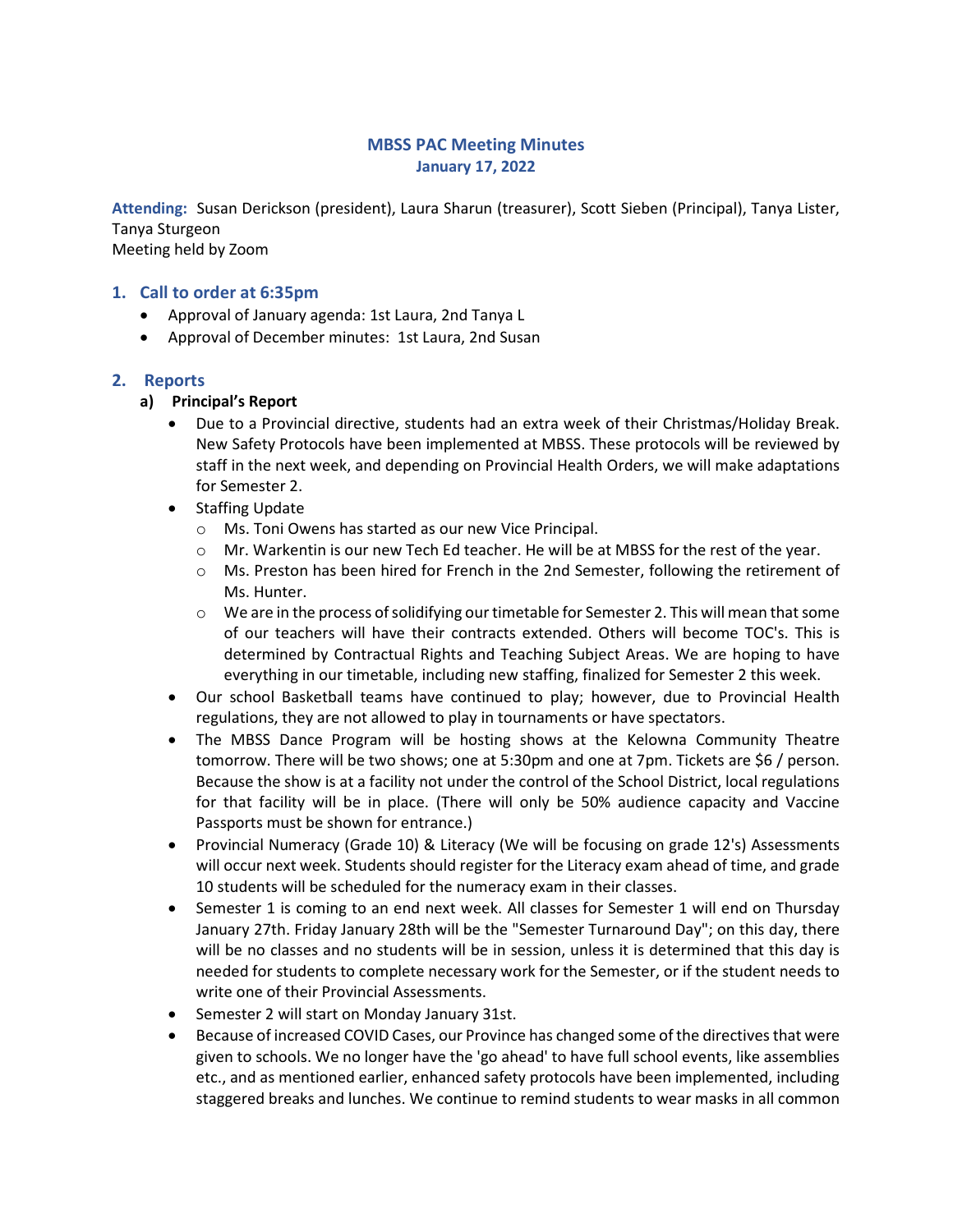# MBSS PAC Meeting Minutes

**January 17, 2022**

**Attending:** Susan Derickson (president), Laura Sharun (treasurer), Scott Sieben (Principal), Tanya Lister, Tanya Sturgeon

Meeting held by Zoom

## 1. Call to order at 6:35pm

- Approval of January agenda: 1st Laura, 2nd Tanya L
- Approval of December minutes: 1st Laura, 2nd Susan

## 2. Reports

### a) Principal's Report

- Due to a Provincial directive, students had an extra week of their Christmas/Holiday Break. New Safety Protocols have been implemented at MBSS. These protocols will be reviewed by staff in the next week, and depending on Provincial Health Orders, we will make adaptations for Semester 2.
- Staffing Update
  - Ms. Toni Owens has started as our new Vice Principal.
  - Mr. Warkentin is our new Tech Ed teacher. He will be at MBSS for the rest of the year.
  - Ms. Preston has been hired for French in the 2nd Semester, following the retirement of Ms. Hunter.
  - We are in the process of solidifying our timetable for Semester 2. This will mean that some of our teachers will have their contracts extended. Others will become TOC's. This is determined by Contractual Rights and Teaching Subject Areas. We are hoping to have everything in our timetable, including new staffing, finalized for Semester 2 this week.
- Our school Basketball teams have continued to play; however, due to Provincial Health regulations, they are not allowed to play in tournaments or have spectators.
- The MBSS Dance Program will be hosting shows at the Kelowna Community Theatre tomorrow. There will be two shows; one at 5:30pm and one at 7pm. Tickets are $6 / person. Because the show is at a facility not under the control of the School District, local regulations for that facility will be in place. (There will only be 50% audience capacity and Vaccine Passports must be shown for entrance.)
- Provincial Numeracy (Grade 10) & Literacy (We will be focusing on grade 12's) Assessments will occur next week. Students should register for the Literacy exam ahead of time, and grade 10 students will be scheduled for the numeracy exam in their classes.
- Semester 1 is coming to an end next week. All classes for Semester 1 will end on Thursday January 27th. Friday January 28th will be the "Semester Turnaround Day"; on this day, there will be no classes and no students will be in session, unless it is determined that this day is needed for students to complete necessary work for the Semester, or if the student needs to write one of their Provincial Assessments.
- Semester 2 will start on Monday January 31st.
- Because of increased COVID Cases, our Province has changed some of the directives that were given to schools. We no longer have the 'go ahead' to have full school events, like assemblies etc., and as mentioned earlier, enhanced safety protocols have been implemented, including staggered breaks and lunches. We continue to remind students to wear masks in all common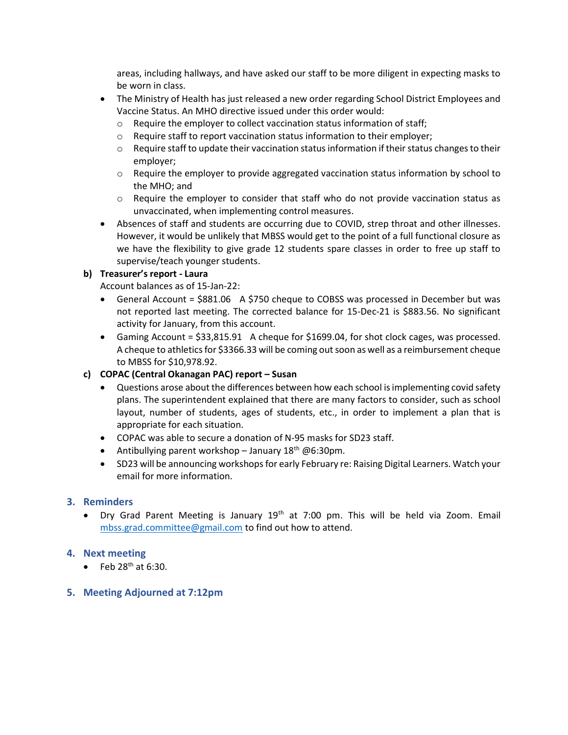areas, including hallways, and have asked our staff to be more diligent in expecting masks to be worn in class.

- The Ministry of Health has just released a new order regarding School District Employees and Vaccine Status. An MHO directive issued under this order would:
  - Require the employer to collect vaccination status information of staff;
  - Require staff to report vaccination status information to their employer;
  - Require staff to update their vaccination status information if their status changes to their employer;
  - Require the employer to provide aggregated vaccination status information by school to the MHO; and
  - Require the employer to consider that staff who do not provide vaccination status as unvaccinated, when implementing control measures.
- Absences of staff and students are occurring due to COVID, strep throat and other illnesses. However, it would be unlikely that MBSS would get to the point of a full functional closure as we have the flexibility to give grade 12 students spare classes in order to free up staff to supervise/teach younger students.

**b) Treasurer's report - Laura**

Account balances as of 15-Jan-22:

- General Account = $881.06 A $750 cheque to COBSS was processed in December but was not reported last meeting. The corrected balance for 15-Dec-21 is $883.56. No significant activity for January, from this account.
- Gaming Account = $33,815.91 A cheque for $1699.04, for shot clock cages, was processed. A cheque to athletics for $3366.33 will be coming out soon as well as a reimbursement cheque to MBSS for $10,978.92.

**c) COPAC (Central Okanagan PAC) report – Susan**

- Questions arose about the differences between how each school is implementing covid safety plans. The superintendent explained that there are many factors to consider, such as school layout, number of students, ages of students, etc., in order to implement a plan that is appropriate for each situation.
- COPAC was able to secure a donation of N-95 masks for SD23 staff.
- Antibullying parent workshop – January 18th @6:30pm.
- SD23 will be announcing workshops for early February re: Raising Digital Learners. Watch your email for more information.

## 3. Reminders

- Dry Grad Parent Meeting is January 19th at 7:00 pm. This will be held via Zoom. Email mbss.grad.committee@gmail.com to find out how to attend.

## 4. Next meeting

- Feb 28th at 6:30.

## 5. Meeting Adjourned at 7:12pm